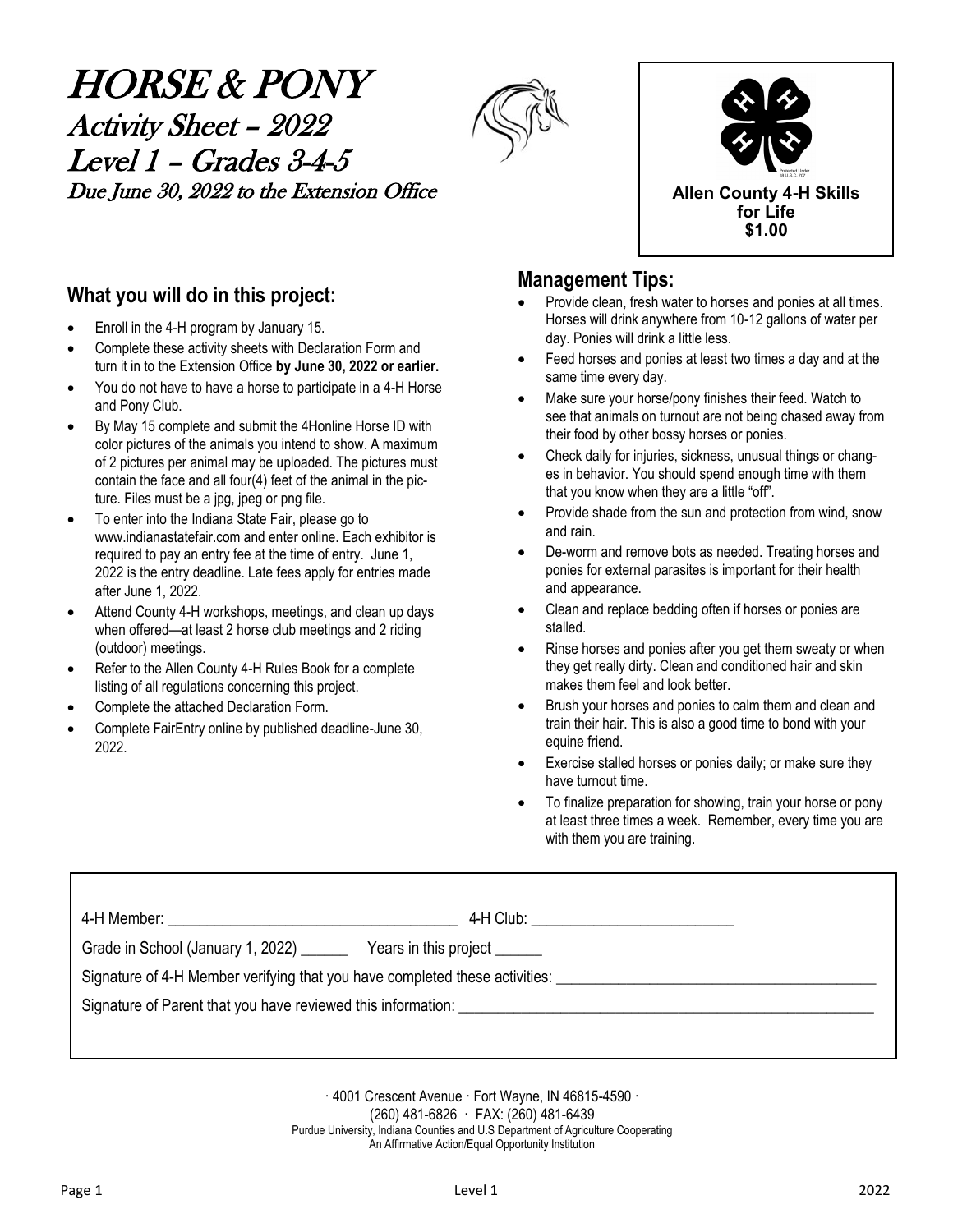# HORSE & PONY

## Activity Sheet – 2022

## Level 1 – Grades 3-4-5

**Due June 30, 2022 to the Extension Office**

**Allen County 4-H Skills for Life**
**$1.00**

## What you will do in this project:

- Enroll in the 4-H program by January 15.
- Complete these activity sheets with Declaration Form and turn it in to the Extension Office **by June 30, 2022 or earlier.**
- You do not have to have a horse to participate in a 4-H Horse and Pony Club.
- By May 15 complete and submit the 4Honline Horse ID with color pictures of the animals you intend to show. A maximum of 2 pictures per animal may be uploaded. The pictures must contain the face and all four(4) feet of the animal in the picture. Files must be a jpg, jpeg or png file.
- To enter into the Indiana State Fair, please go to www.indianastatefair.com and enter online. Each exhibitor is required to pay an entry fee at the time of entry. June 1, 2022 is the entry deadline. Late fees apply for entries made after June 1, 2022.
- Attend County 4-H workshops, meetings, and clean up days when offered—at least 2 horse club meetings and 2 riding (outdoor) meetings.
- Refer to the Allen County 4-H Rules Book for a complete listing of all regulations concerning this project.
- Complete the attached Declaration Form.
- Complete FairEntry online by published deadline-June 30, 2022.

## Management Tips:

- Provide clean, fresh water to horses and ponies at all times. Horses will drink anywhere from 10-12 gallons of water per day. Ponies will drink a little less.
- Feed horses and ponies at least two times a day and at the same time every day.
- Make sure your horse/pony finishes their feed. Watch to see that animals on turnout are not being chased away from their food by other bossy horses or ponies.
- Check daily for injuries, sickness, unusual things or changes in behavior. You should spend enough time with them that you know when they are a little "off".
- Provide shade from the sun and protection from wind, snow and rain.
- De-worm and remove bots as needed. Treating horses and ponies for external parasites is important for their health and appearance.
- Clean and replace bedding often if horses or ponies are stalled.
- Rinse horses and ponies after you get them sweaty or when they get really dirty. Clean and conditioned hair and skin makes them feel and look better.
- Brush your horses and ponies to calm them and clean and train their hair. This is also a good time to bond with your equine friend.
- Exercise stalled horses or ponies daily; or make sure they have turnout time.
- To finalize preparation for showing, train your horse or pony at least three times a week. Remember, every time you are with them you are training.

4-H Member: ______________________________ 4-H Club: ______________________

Grade in School (January 1, 2022) ______ Years in this project ______

Signature of 4-H Member verifying that you have completed these activities: ______________________________

Signature of Parent that you have reviewed this information: ______________________________

· 4001 Crescent Avenue · Fort Wayne, IN 46815-4590 ·
(260) 481-6826 · FAX: (260) 481-6439
Purdue University, Indiana Counties and U.S Department of Agriculture Cooperating
An Affirmative Action/Equal Opportunity Institution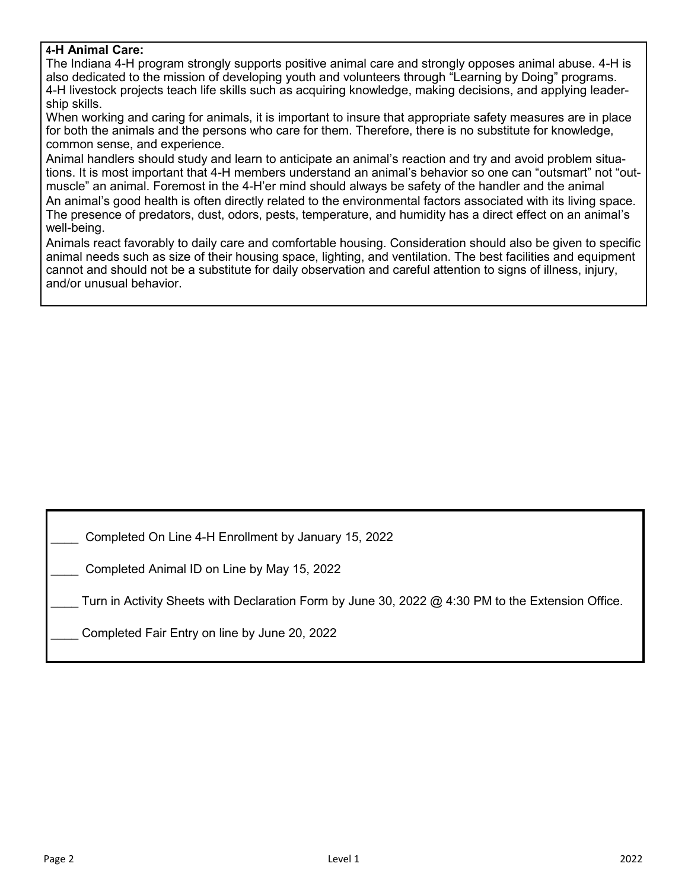**4-H Animal Care:**

The Indiana 4-H program strongly supports positive animal care and strongly opposes animal abuse. 4-H is also dedicated to the mission of developing youth and volunteers through "Learning by Doing" programs. 4-H livestock projects teach life skills such as acquiring knowledge, making decisions, and applying leadership skills.

When working and caring for animals, it is important to insure that appropriate safety measures are in place for both the animals and the persons who care for them. Therefore, there is no substitute for knowledge, common sense, and experience.

Animal handlers should study and learn to anticipate an animal's reaction and try and avoid problem situations. It is most important that 4-H members understand an animal's behavior so one can "outsmart" not "outmuscle" an animal. Foremost in the 4-H'er mind should always be safety of the handler and the animal

An animal's good health is often directly related to the environmental factors associated with its living space. The presence of predators, dust, odors, pests, temperature, and humidity has a direct effect on an animal's well-being.

Animals react favorably to daily care and comfortable housing. Consideration should also be given to specific animal needs such as size of their housing space, lighting, and ventilation. The best facilities and equipment cannot and should not be a substitute for daily observation and careful attention to signs of illness, injury, and/or unusual behavior.

____ Completed On Line 4-H Enrollment by January 15, 2022

____ Completed Animal ID on Line by May 15, 2022

____ Turn in Activity Sheets with Declaration Form by June 30, 2022 @ 4:30 PM to the Extension Office.

____ Completed Fair Entry on line by June 20, 2022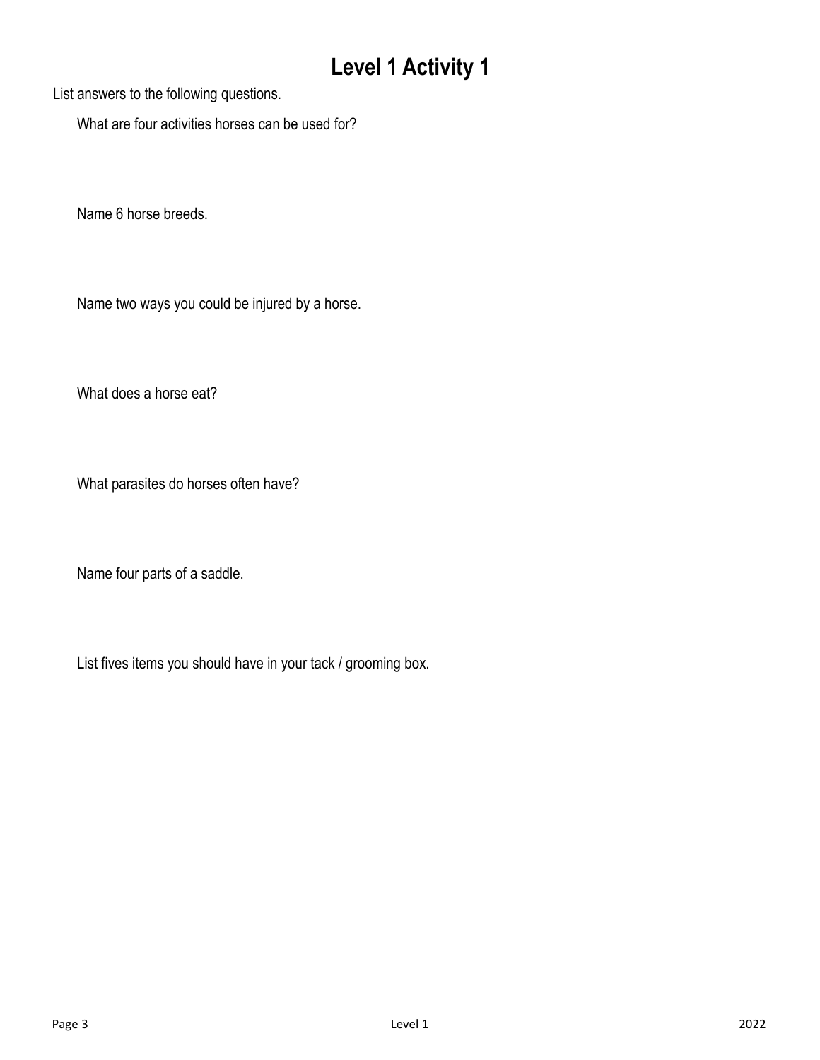# Level 1 Activity 1

List answers to the following questions.

What are four activities horses can be used for?

Name 6 horse breeds.

Name two ways you could be injured by a horse.

What does a horse eat?

What parasites do horses often have?

Name four parts of a saddle.

List fives items you should have in your tack / grooming box.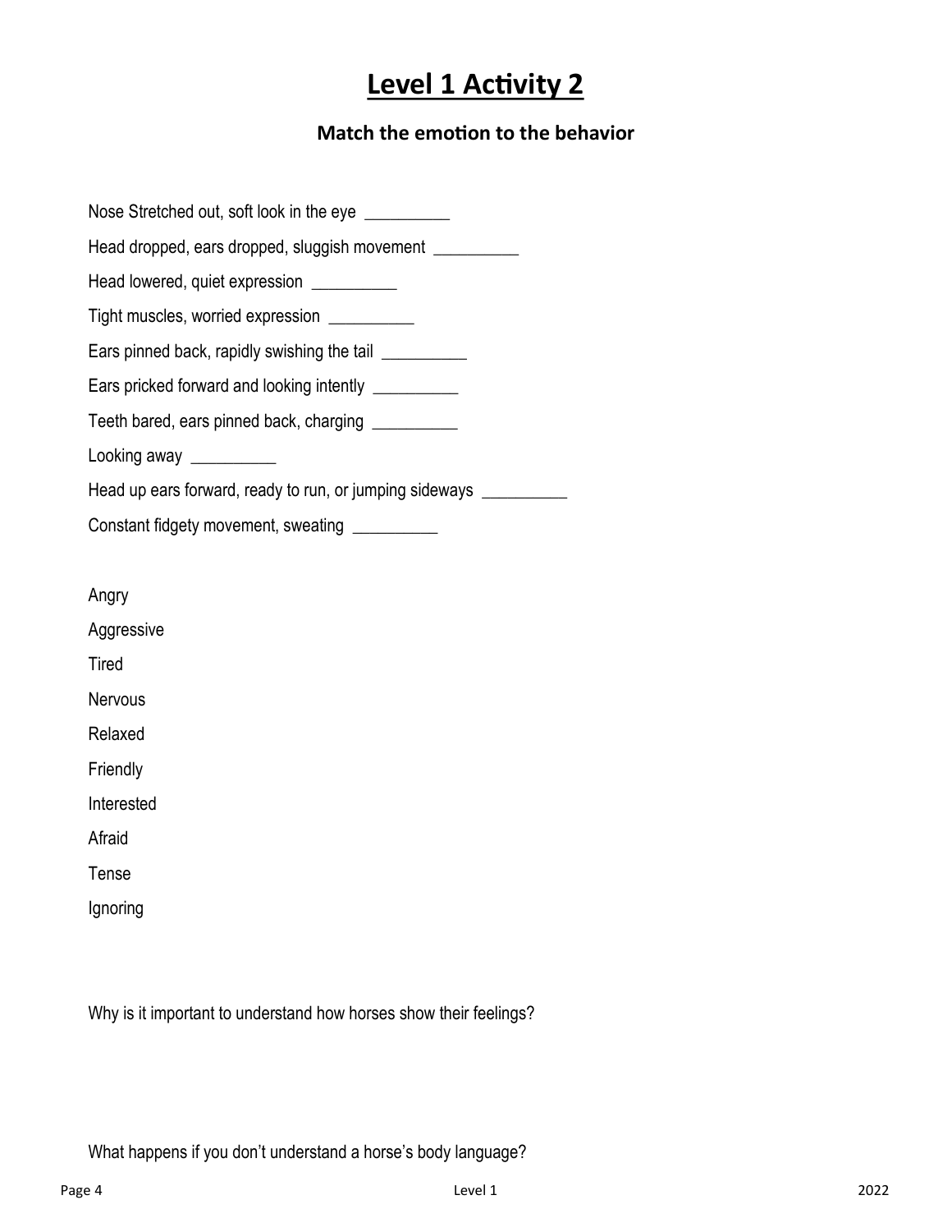# Level 1 Activity 2

### Match the emotion to the behavior

Nose Stretched out, soft look in the eye __________

Head dropped, ears dropped, sluggish movement __________

Head lowered, quiet expression __________

Tight muscles, worried expression __________

Ears pinned back, rapidly swishing the tail __________

Ears pricked forward and looking intently __________

Teeth bared, ears pinned back, charging __________

Looking away __________

Head up ears forward, ready to run, or jumping sideways __________

Constant fidgety movement, sweating __________

Angry

Aggressive

Tired

Nervous

Relaxed

Friendly

Interested

Afraid

Tense

Ignoring

Why is it important to understand how horses show their feelings?

What happens if you don't understand a horse's body language?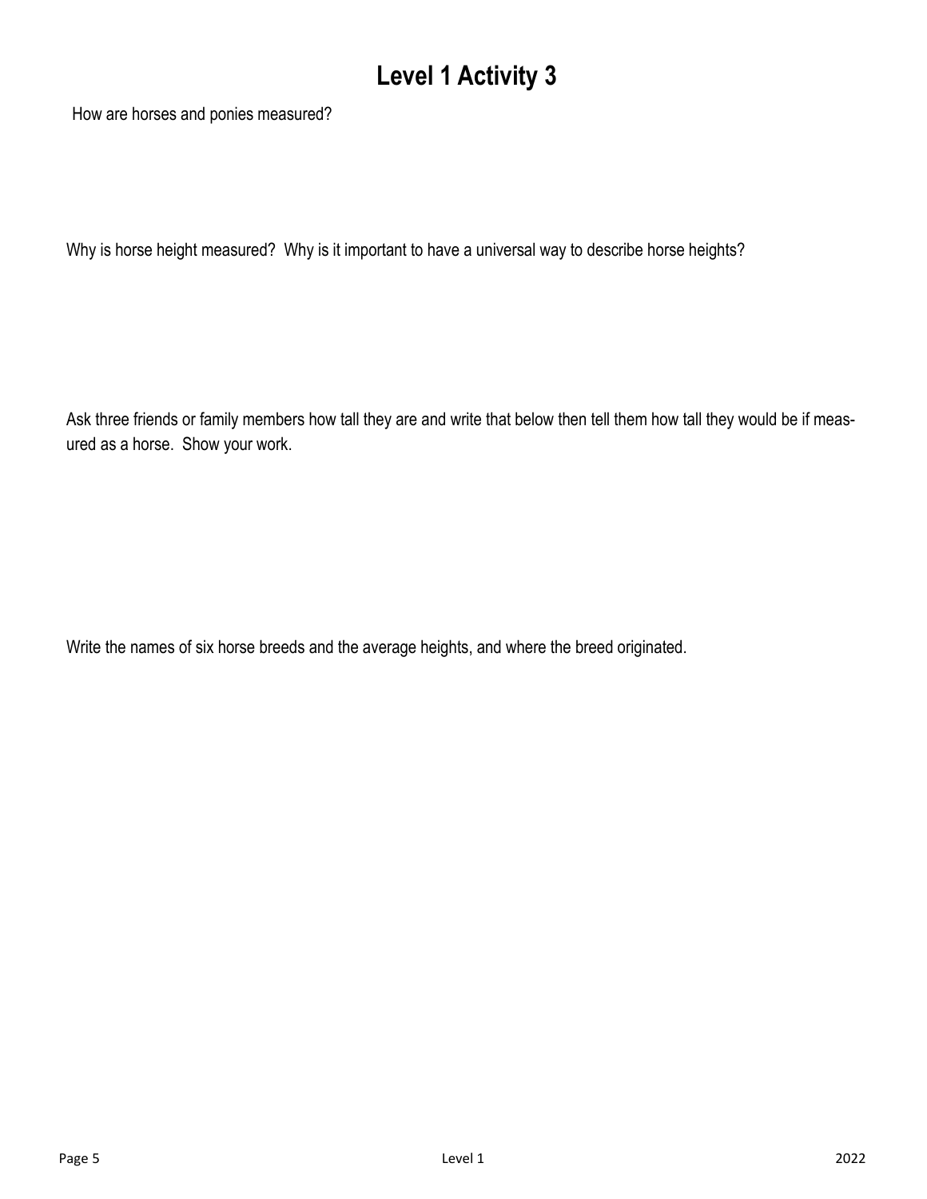# Level 1 Activity 3

How are horses and ponies measured?

Why is horse height measured? Why is it important to have a universal way to describe horse heights?

Ask three friends or family members how tall they are and write that below then tell them how tall they would be if measured as a horse. Show your work.

Write the names of six horse breeds and the average heights, and where the breed originated.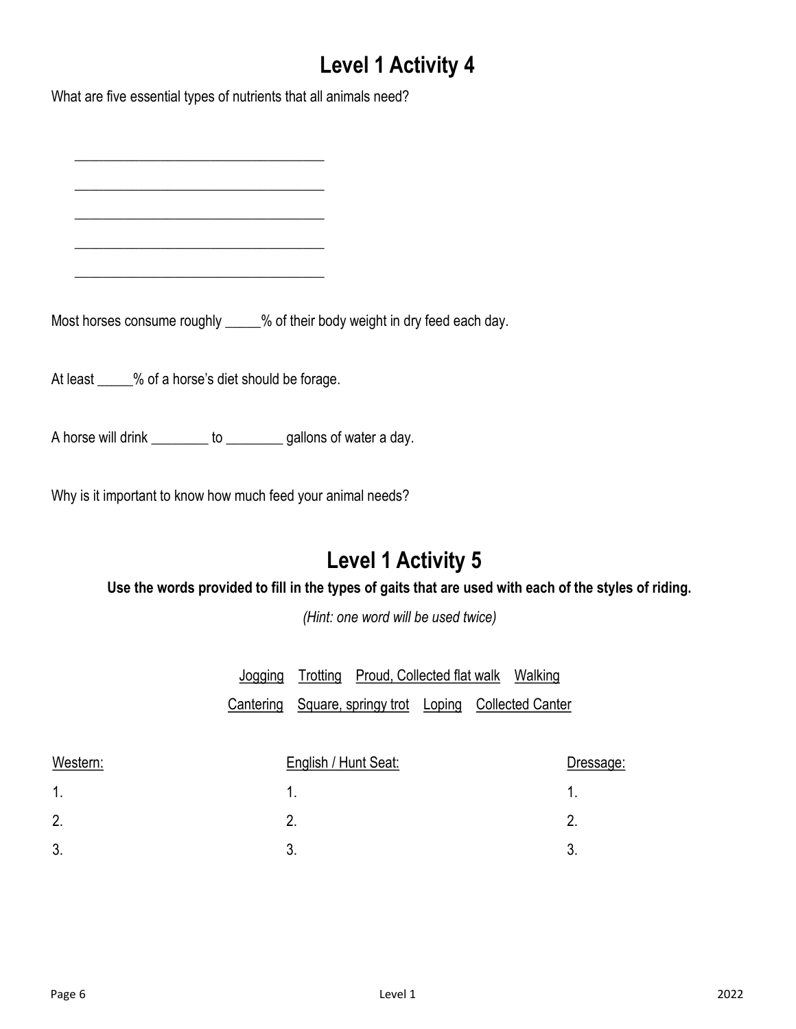# Level 1 Activity 4

What are five essential types of nutrients that all animals need?

___________________________________

___________________________________

___________________________________

___________________________________

___________________________________

Most horses consume roughly _____% of their body weight in dry feed each day.

At least _____% of a horse's diet should be forage.

A horse will drink ________ to ________ gallons of water a day.

Why is it important to know how much feed your animal needs?

# Level 1 Activity 5

**Use the words provided to fill in the types of gaits that are used with each of the styles of riding.**

*(Hint: one word will be used twice)*

Jogging    Trotting    Proud, Collected flat walk    Walking

Cantering    Square, springy trot    Loping    Collected Canter

| Western: | English / Hunt Seat: | Dressage: |
|---|---|---|
| 1. | 1. | 1. |
| 2. | 2. | 2. |
| 3. | 3. | 3. |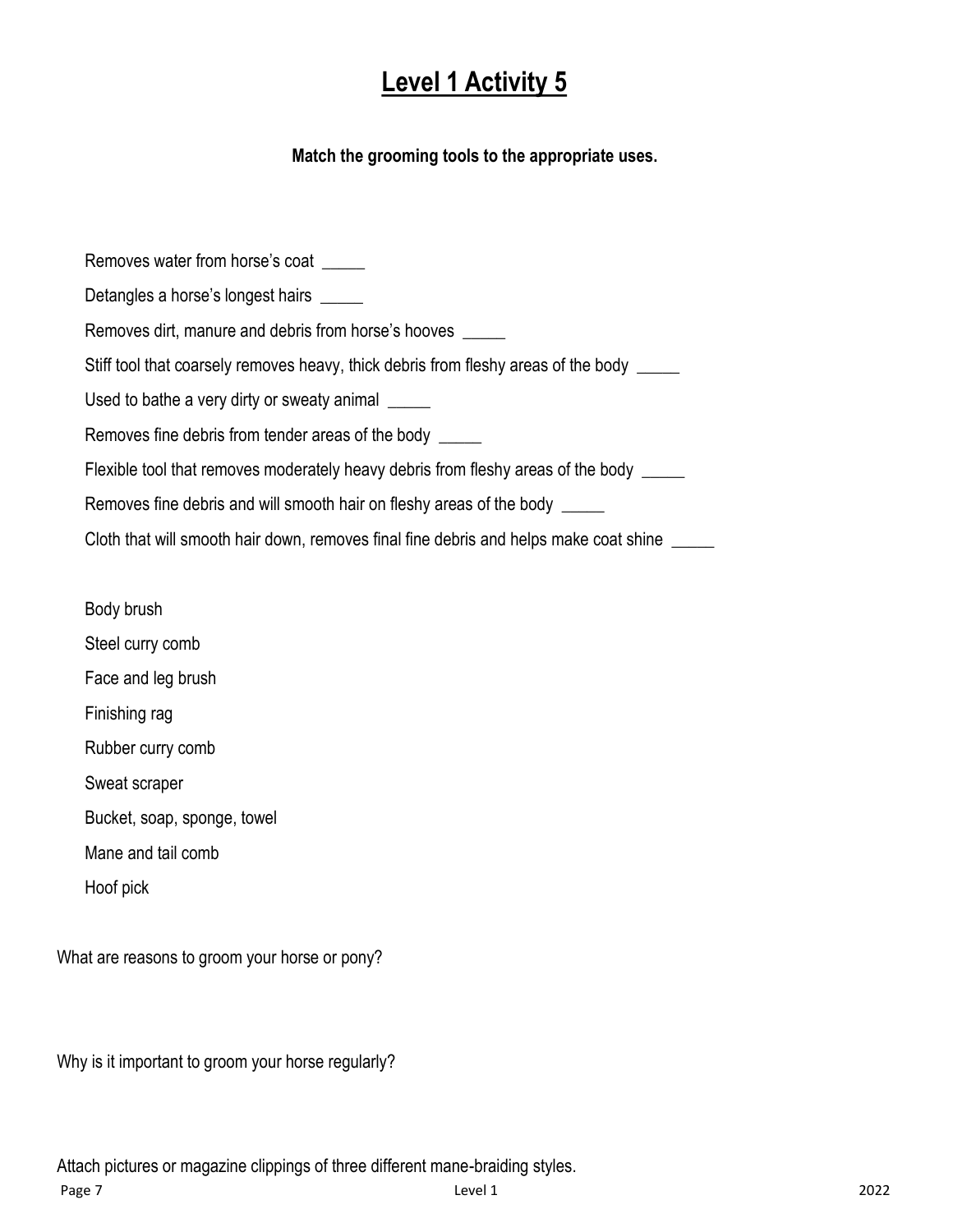# Level 1 Activity 5

**Match the grooming tools to the appropriate uses.**

Removes water from horse's coat _____

Detangles a horse's longest hairs _____

Removes dirt, manure and debris from horse's hooves _____

Stiff tool that coarsely removes heavy, thick debris from fleshy areas of the body _____

Used to bathe a very dirty or sweaty animal _____

Removes fine debris from tender areas of the body _____

Flexible tool that removes moderately heavy debris from fleshy areas of the body _____

Removes fine debris and will smooth hair on fleshy areas of the body _____

Cloth that will smooth hair down, removes final fine debris and helps make coat shine _____

Body brush

Steel curry comb

Face and leg brush

Finishing rag

Rubber curry comb

Sweat scraper

Bucket, soap, sponge, towel

Mane and tail comb

Hoof pick

What are reasons to groom your horse or pony?

Why is it important to groom your horse regularly?

Attach pictures or magazine clippings of three different mane-braiding styles.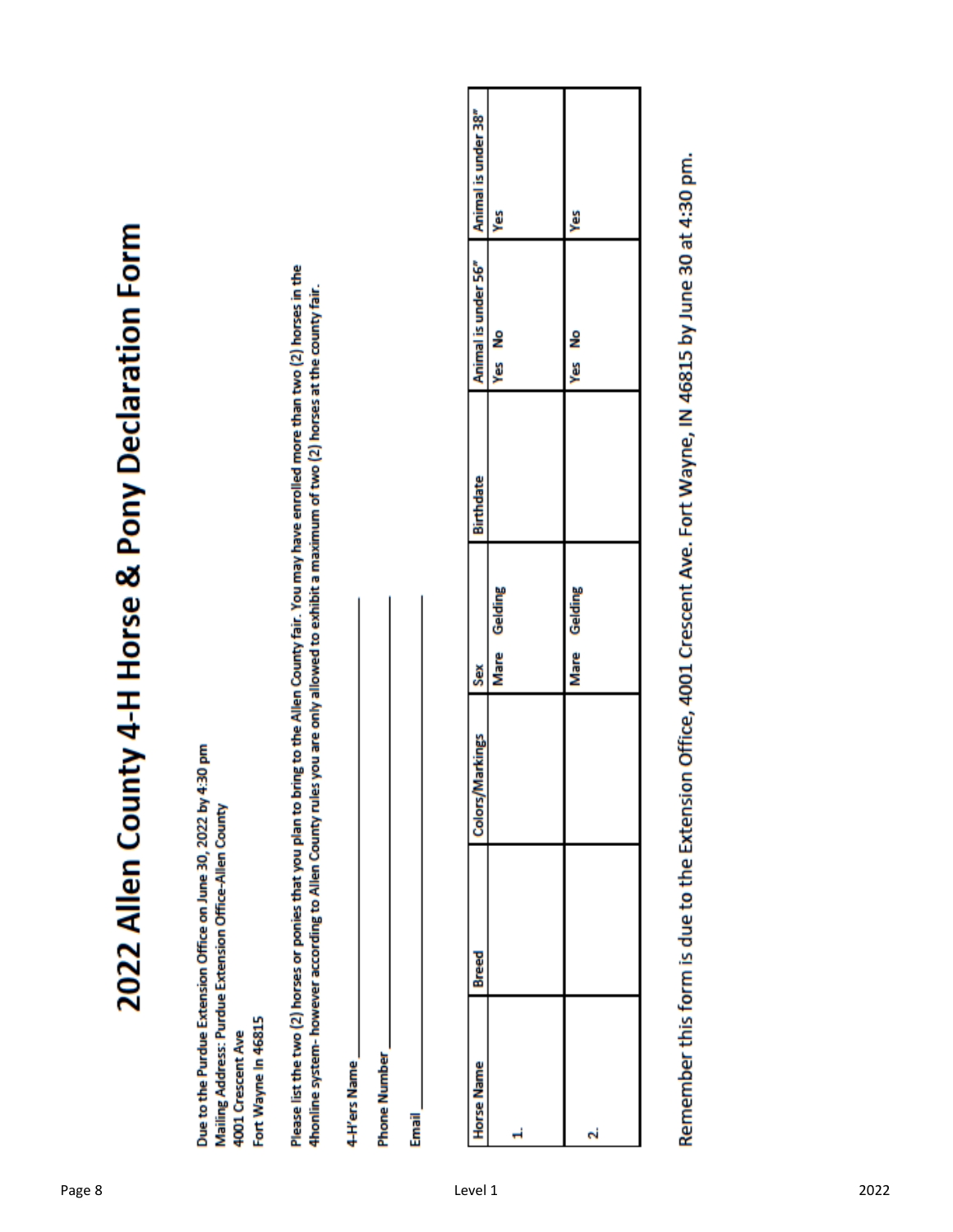# 2022 Allen County 4-H Horse & Pony Declaration Form

Due to the Purdue Extension Office on June 30, 2022 by 4:30 pm
Mailing Address: Purdue Extension Office-Allen County
4001 Crescent Ave
Fort Wayne In 46815

Please list the two (2) horses or ponies that you plan to bring to the Allen County fair. You may have enrolled more than two (2) horses in the 4honline system- however according to Allen County rules you are only allowed to exhibit a maximum of two (2) horses at the county fair.

4-H'ers Name ___________________

Phone Number ___________________

Email ___________________

| Horse Name | Breed | Colors/Markings | Sex | Birthdate | Animal is under 56" | Animal is under 38" |
|---|---|---|---|---|---|---|
| 1. | | | Mare Gelding | | Yes No | Yes |
| 2. | | | Mare Gelding | | Yes No | Yes |

Remember this form is due to the Extension Office, 4001 Crescent Ave. Fort Wayne, IN 46815 by June 30 at 4:30 pm.